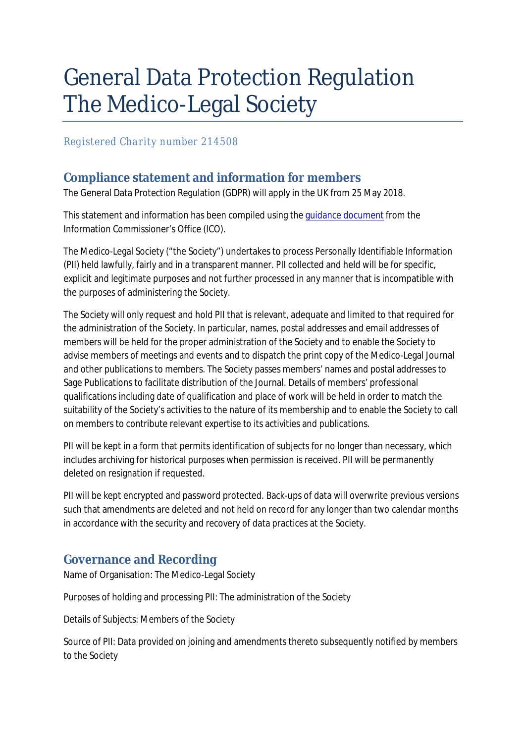# General Data Protection Regulation The Medico-Legal Society

Registered Charity number 214508

## Compliance statement and information for members

The General Data Protection Regulation (GDPR) will apply in the UK from 25 May 2018.

This statement and information has been compiled using the guidance document from the Information Commissioner's Office (ICO).

The Medico-Legal Society ("the Society") undertakes to process Personally Identifiable Information (PII) held lawfully, fairly and in a transparent manner. PII collected and held will be for specific, explicit and legitimate purposes and not further processed in any manner that is incompatible with the purposes of administering the Society.

The Society will only request and hold PII that is relevant, adequate and limited to that required for the administration of the Society. In particular, names, postal addresses and email addresses of members will be held for the proper administration of the Society and to enable the Society to advise members of meetings and events and to dispatch the print copy of the Medico-Legal Journal and other publications to members. The Society passes members' names and postal addresses to Sage Publications to facilitate distribution of the Journal. Details of members' professional qualifications including date of qualification and place of work will be held in order to match the suitability of the Society's activities to the nature of its membership and to enable the Society to call on members to contribute relevant expertise to its activities and publications.

PII will be kept in a form that permits identification of subjects for no longer than necessary, which includes archiving for historical purposes when permission is received. PII will be permanently deleted on resignation if requested.

PII will be kept encrypted and password protected. Back-ups of data will overwrite previous versions such that amendments are deleted and not held on record for any longer than two calendar months in accordance with the security and recovery of data practices at the Society.

## Governance and Recording

Name of Organisation: The Medico-Legal Society

Purposes of holding and processing PII: The administration of the Society

Details of Subjects: Members of the Society

Source of PII: Data provided on joining and amendments thereto subsequently notified by members to the Society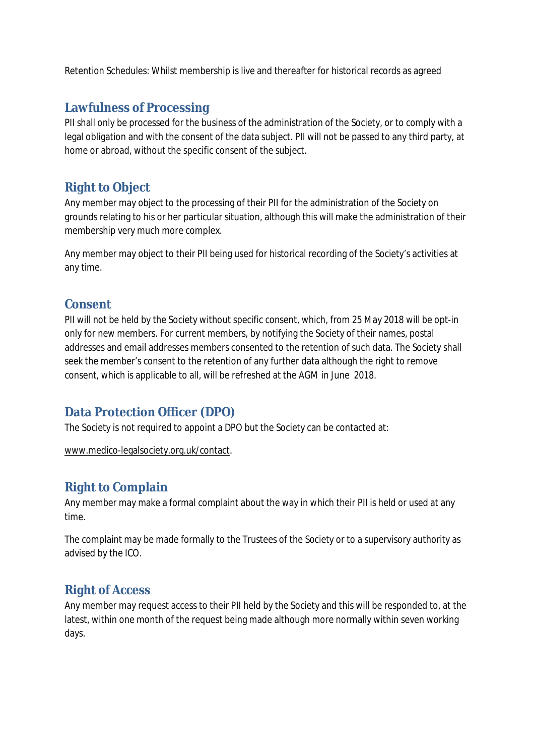Retention Schedules: Whilst membership is live and thereafter for historical records as agreed

## Lawfulness of Processing

PII shall only be processed for the business of the administration of the Society, or to comply with a legal obligation and with the consent of the data subject. PII will not be passed to any third party, at home or abroad, without the specific consent of the subject.

## Right to Object

Any member may object to the processing of their PII for the administration of the Society on grounds relating to his or her particular situation, although this will make the administration of their membership very much more complex.

Any member may object to their PII being used for historical recording of the Society's activities at any time.

## Consent

PII will not be held by the Society without specific consent, which, from 25 May 2018 will be opt-in only for new members. For current members, by notifying the Society of their names, postal addresses and email addresses members consented to the retention of such data. The Society shall seek the member's consent to the retention of any further data although the right to remove consent, which is applicable to all, will be refreshed at the AGM in June 2018.

## Data Protection Officer (DPO)

The Society is not required to appoint a DPO but the Society can be contacted at:

www.medico-legalsociety.org.uk/contact.

## Right to Complain

Any member may make a formal complaint about the way in which their PII is held or used at any time.

The complaint may be made formally to the Trustees of the Society or to a supervisory authority as advised by the ICO.

## Right of Access

Any member may request access to their PII held by the Society and this will be responded to, at the latest, within one month of the request being made although more normally within seven working days.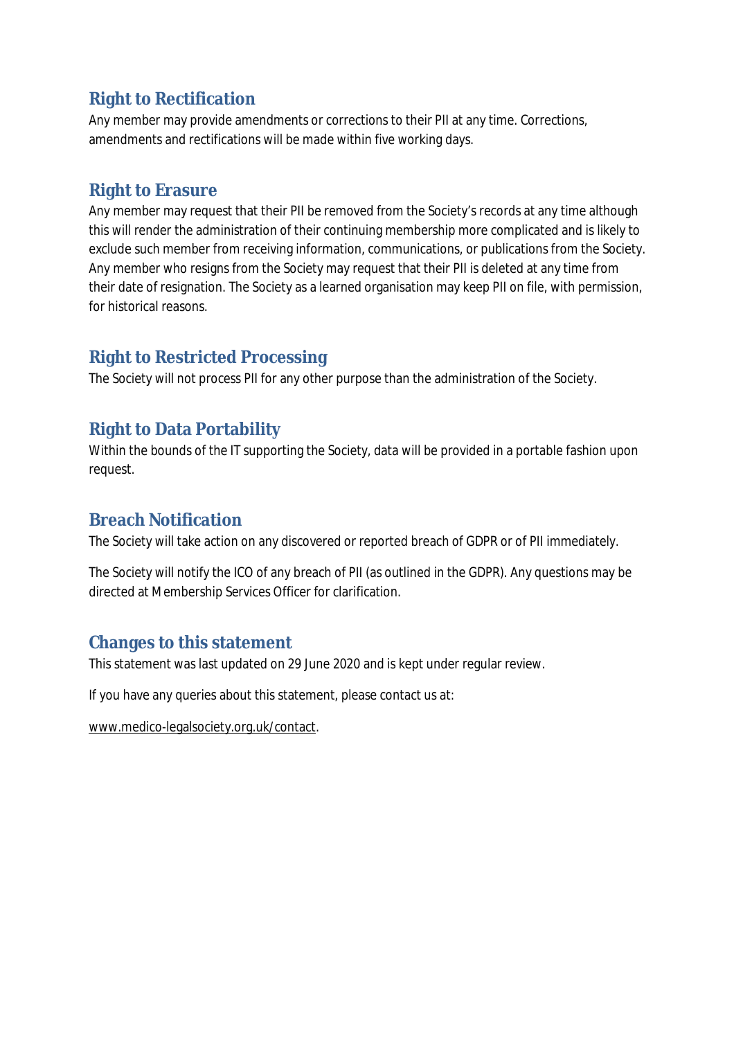## Right to Rectification

Any member may provide amendments or corrections to their PII at any time. Corrections, amendments and rectifications will be made within five working days.

## Right to Erasure

Any member may request that their PII be removed from the Society's records at any time although this will render the administration of their continuing membership more complicated and is likely to exclude such member from receiving information, communications, or publications from the Society. Any member who resigns from the Society may request that their PII is deleted at any time from their date of resignation. The Society as a learned organisation may keep PII on file, with permission, for historical reasons.

## Right to Restricted Processing

The Society will not process PII for any other purpose than the administration of the Society.

## Right to Data Portability

Within the bounds of the IT supporting the Society, data will be provided in a portable fashion upon request.

## Breach Notification

The Society will take action on any discovered or reported breach of GDPR or of PII immediately.

The Society will notify the ICO of any breach of PII (as outlined in the GDPR). Any questions may be directed at Membership Services Officer for clarification.

## Changes to this statement

This statement was last updated on 29 June 2020 and is kept under regular review.

If you have any queries about this statement, please contact us at:

www.medico-legalsociety.org.uk/contact.